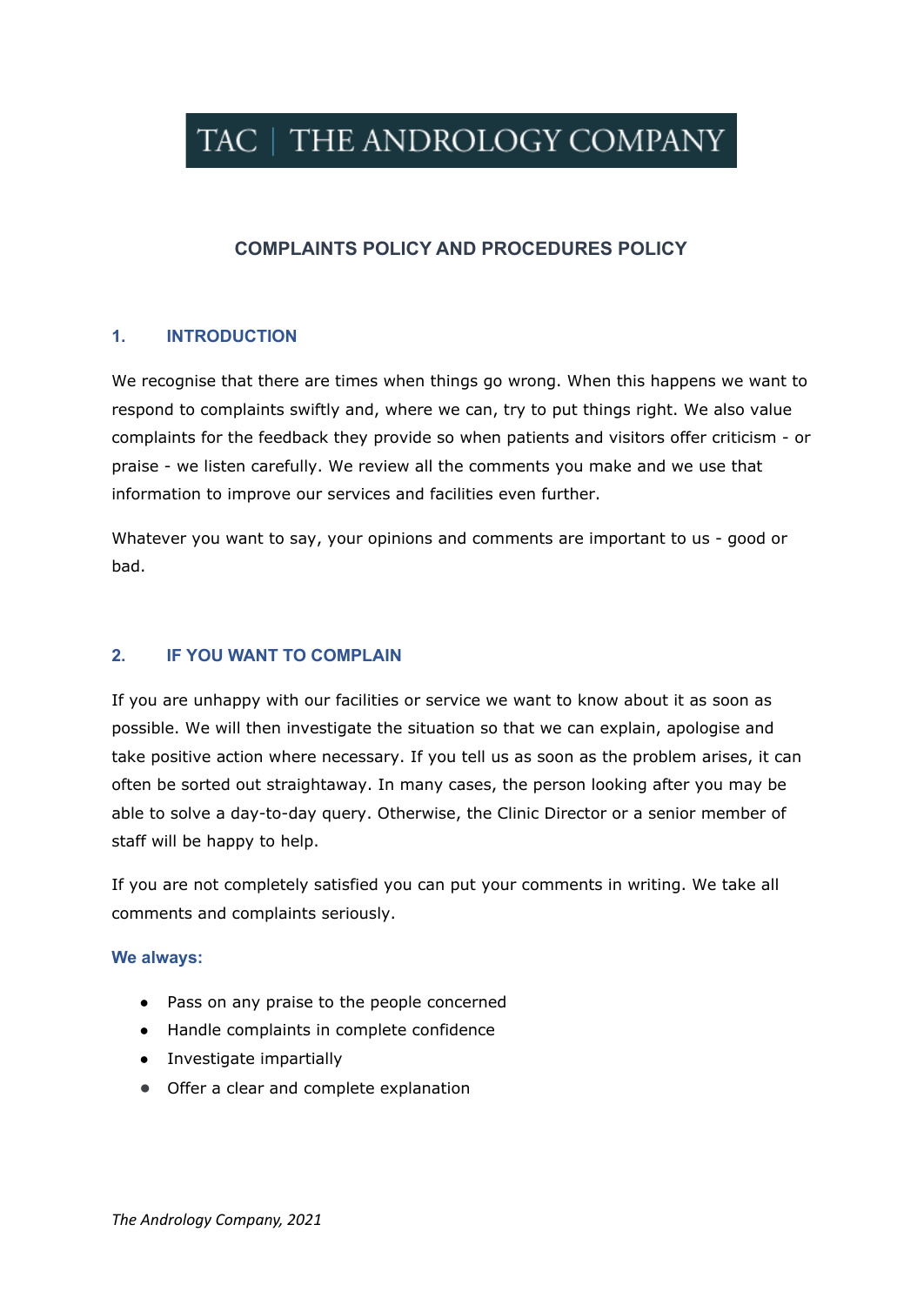TAC | THE ANDROLOGY COMPANY

# COMPLAINTS POLICY AND PROCEDURES POLICY

## 1. INTRODUCTION

We recognise that there are times when things go wrong. When this happens we want to respond to complaints swiftly and, where we can, try to put things right. We also value complaints for the feedback they provide so when patients and visitors offer criticism - or praise - we listen carefully. We review all the comments you make and we use that information to improve our services and facilities even further.

Whatever you want to say, your opinions and comments are important to us - good or bad.

## 2. IF YOU WANT TO COMPLAIN

If you are unhappy with our facilities or service we want to know about it as soon as possible. We will then investigate the situation so that we can explain, apologise and take positive action where necessary. If you tell us as soon as the problem arises, it can often be sorted out straightaway. In many cases, the person looking after you may be able to solve a day-to-day query. Otherwise, the Clinic Director or a senior member of staff will be happy to help.

If you are not completely satisfied you can put your comments in writing. We take all comments and complaints seriously.

**We always:**

- Pass on any praise to the people concerned
- Handle complaints in complete confidence
- Investigate impartially
- Offer a clear and complete explanation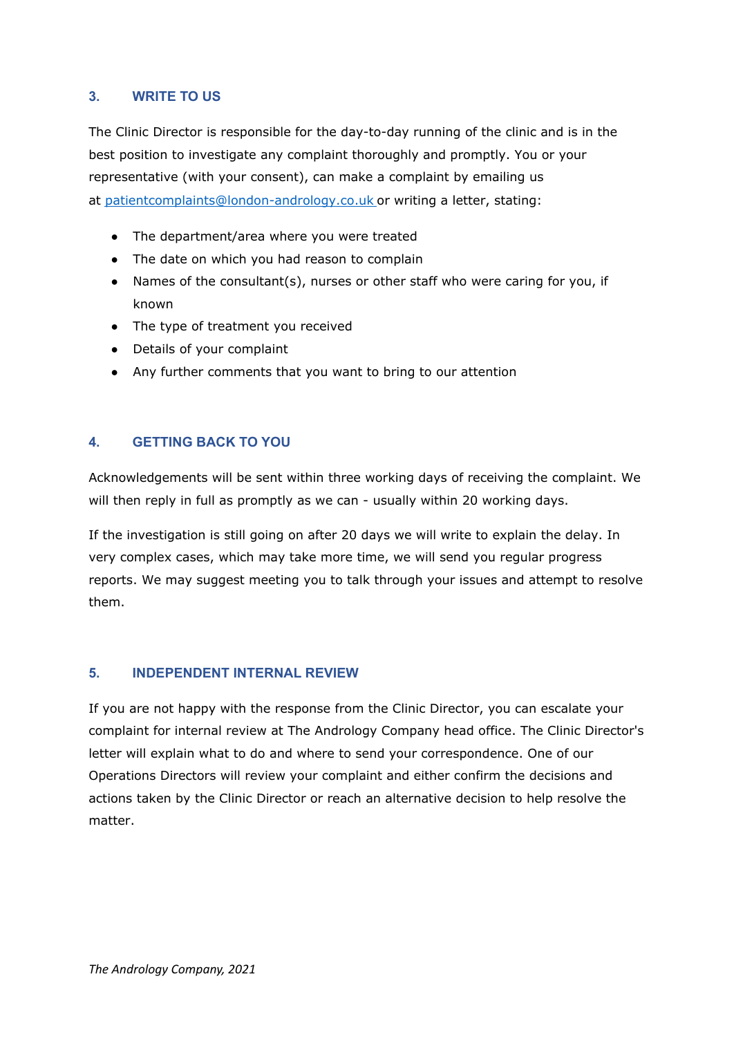## 3. WRITE TO US

The Clinic Director is responsible for the day-to-day running of the clinic and is in the best position to investigate any complaint thoroughly and promptly. You or your representative (with your consent), can make a complaint by emailing us at patientcomplaints@london-andrology.co.uk or writing a letter, stating:

- The department/area where you were treated
- The date on which you had reason to complain
- Names of the consultant(s), nurses or other staff who were caring for you, if known
- The type of treatment you received
- Details of your complaint
- Any further comments that you want to bring to our attention

## 4. GETTING BACK TO YOU

Acknowledgements will be sent within three working days of receiving the complaint. We will then reply in full as promptly as we can - usually within 20 working days.

If the investigation is still going on after 20 days we will write to explain the delay. In very complex cases, which may take more time, we will send you regular progress reports. We may suggest meeting you to talk through your issues and attempt to resolve them.

## 5. INDEPENDENT INTERNAL REVIEW

If you are not happy with the response from the Clinic Director, you can escalate your complaint for internal review at The Andrology Company head office. The Clinic Director's letter will explain what to do and where to send your correspondence. One of our Operations Directors will review your complaint and either confirm the decisions and actions taken by the Clinic Director or reach an alternative decision to help resolve the matter.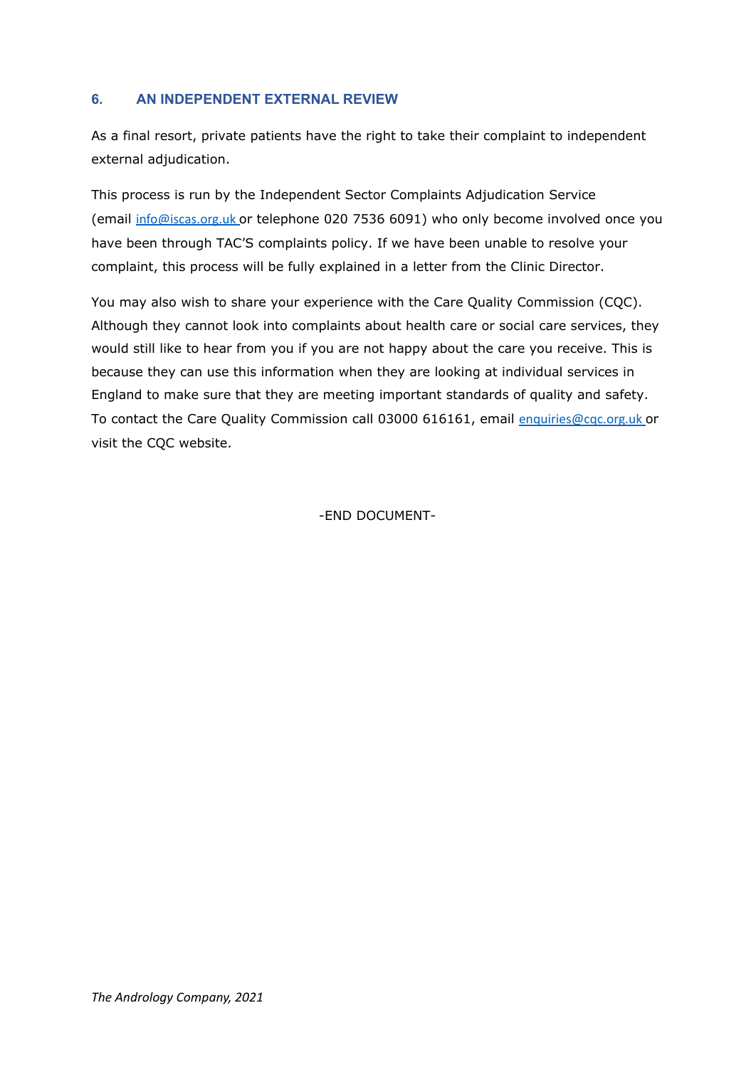## 6. AN INDEPENDENT EXTERNAL REVIEW

As a final resort, private patients have the right to take their complaint to independent external adjudication.

This process is run by the Independent Sector Complaints Adjudication Service (email info@iscas.org.uk or telephone 020 7536 6091) who only become involved once you have been through TAC'S complaints policy. If we have been unable to resolve your complaint, this process will be fully explained in a letter from the Clinic Director.

You may also wish to share your experience with the Care Quality Commission (CQC). Although they cannot look into complaints about health care or social care services, they would still like to hear from you if you are not happy about the care you receive. This is because they can use this information when they are looking at individual services in England to make sure that they are meeting important standards of quality and safety. To contact the Care Quality Commission call 03000 616161, email enquiries@cqc.org.uk or visit the CQC website.

-END DOCUMENT-